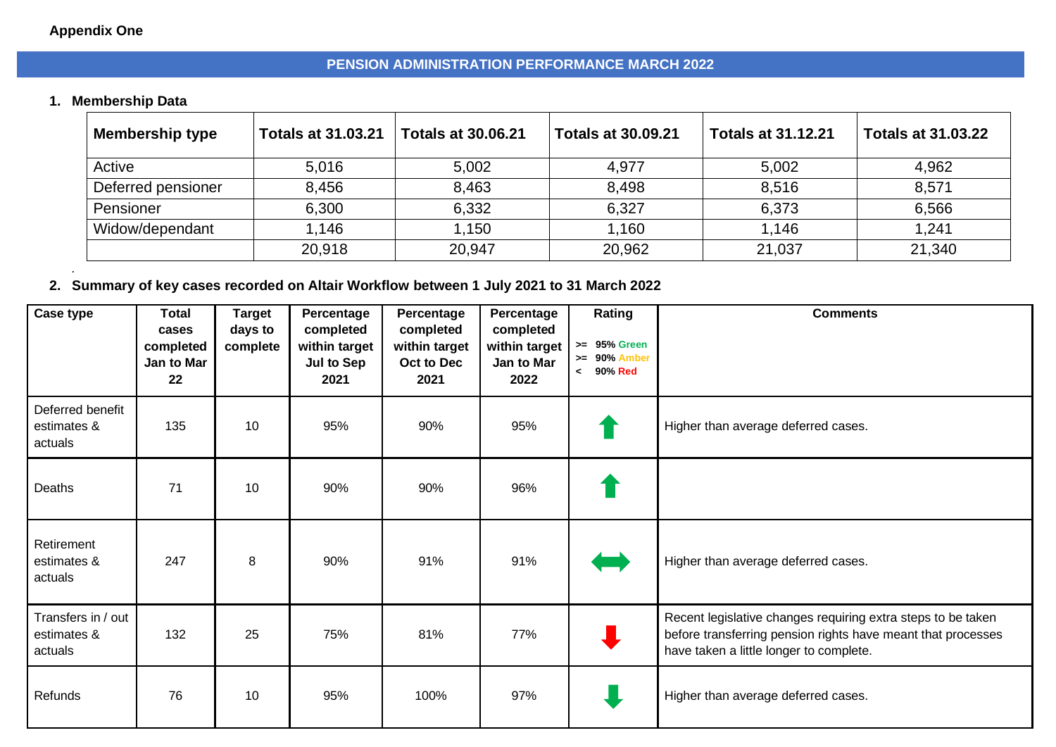**Appendix One**

## PENSION ADMINISTRATION PERFORMANCE MARCH 2022

### 1. Membership Data

| Membership type | Totals at 31.03.21 | Totals at 30.06.21 | Totals at 30.09.21 | Totals at 31.12.21 | Totals at 31.03.22 |
|---|---|---|---|---|---|
| Active | 5,016 | 5,002 | 4,977 | 5,002 | 4,962 |
| Deferred pensioner | 8,456 | 8,463 | 8,498 | 8,516 | 8,571 |
| Pensioner | 6,300 | 6,332 | 6,327 | 6,373 | 6,566 |
| Widow/dependant | 1,146 | 1,150 | 1,160 | 1,146 | 1,241 |
| | 20,918 | 20,947 | 20,962 | 21,037 | 21,340 |

### 2. Summary of key cases recorded on Altair Workflow between 1 July 2021 to 31 March 2022

| Case type | Total cases completed Jan to Mar 22 | Target days to complete | Percentage completed within target Jul to Sep 2021 | Percentage completed within target Oct to Dec 2021 | Percentage completed within target Jan to Mar 2022 | Rating<br>>= 95% Green<br>>= 90% Amber<br>< 90% Red | Comments |
|---|---|---|---|---|---|---|---|
| Deferred benefit estimates & actuals | 135 | 10 | 95% | 90% | 95% | ↑ | Higher than average deferred cases. |
| Deaths | 71 | 10 | 90% | 90% | 96% | ↑ | |
| Retirement estimates & actuals | 247 | 8 | 90% | 91% | 91% | ↔ | Higher than average deferred cases. |
| Transfers in / out estimates & actuals | 132 | 25 | 75% | 81% | 77% | ↓ | Recent legislative changes requiring extra steps to be taken before transferring pension rights have meant that processes have taken a little longer to complete. |
| Refunds | 76 | 10 | 95% | 100% | 97% | ↓ | Higher than average deferred cases. |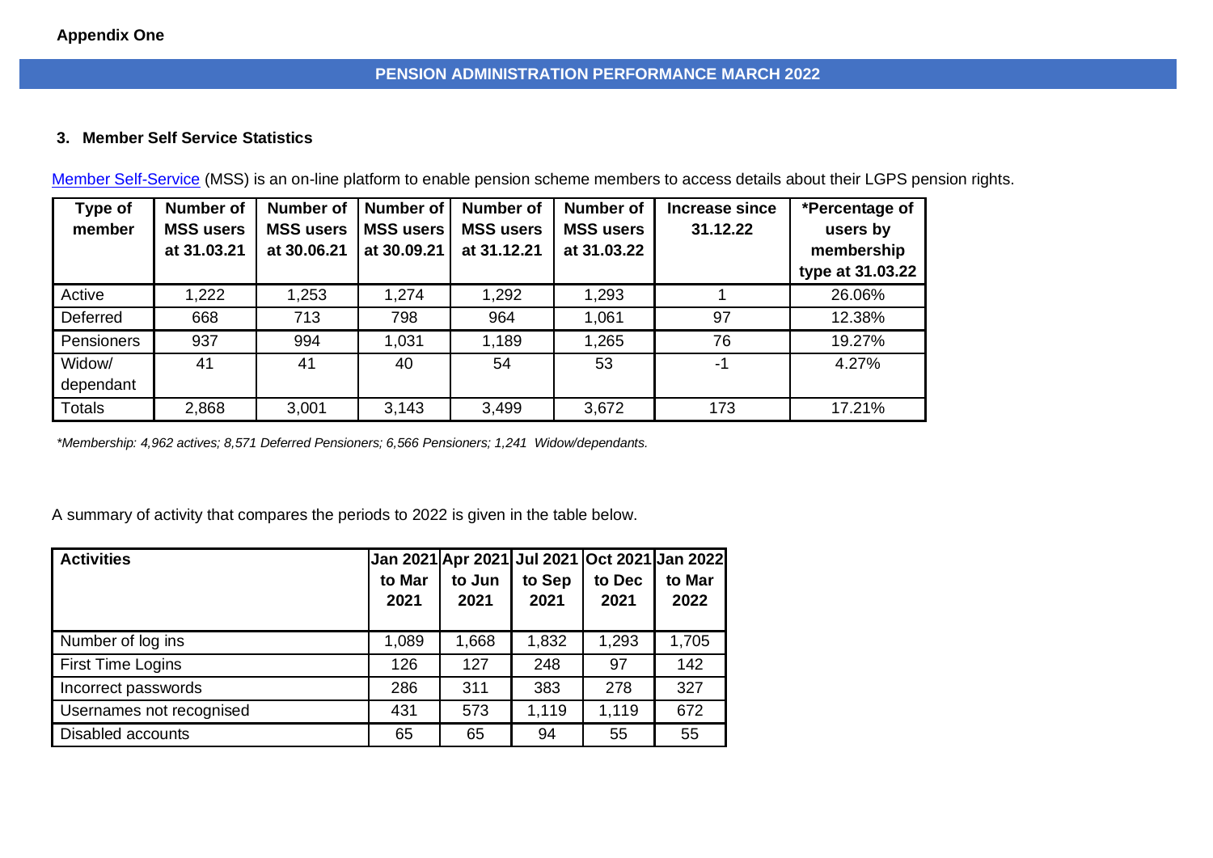**Appendix One**

## PENSION ADMINISTRATION PERFORMANCE MARCH 2022

### 3. Member Self Service Statistics

Member Self-Service (MSS) is an on-line platform to enable pension scheme members to access details about their LGPS pension rights.

| Type of member | Number of MSS users at 31.03.21 | Number of MSS users at 30.06.21 | Number of MSS users at 30.09.21 | Number of MSS users at 31.12.21 | Number of MSS users at 31.03.22 | Increase since 31.12.22 | *Percentage of users by membership type at 31.03.22 |
|---|---|---|---|---|---|---|---|
| Active | 1,222 | 1,253 | 1,274 | 1,292 | 1,293 | 1 | 26.06% |
| Deferred | 668 | 713 | 798 | 964 | 1,061 | 97 | 12.38% |
| Pensioners | 937 | 994 | 1,031 | 1,189 | 1,265 | 76 | 19.27% |
| Widow/ dependant | 41 | 41 | 40 | 54 | 53 | -1 | 4.27% |
| Totals | 2,868 | 3,001 | 3,143 | 3,499 | 3,672 | 173 | 17.21% |

*\*Membership: 4,962 actives; 8,571 Deferred Pensioners; 6,566 Pensioners; 1,241 Widow/dependants.*

A summary of activity that compares the periods to 2022 is given in the table below.

| Activities | Jan 2021 to Mar 2021 | Apr 2021 to Jun 2021 | Jul 2021 to Sep 2021 | Oct 2021 to Dec 2021 | Jan 2022 to Mar 2022 |
|---|---|---|---|---|---|
| Number of log ins | 1,089 | 1,668 | 1,832 | 1,293 | 1,705 |
| First Time Logins | 126 | 127 | 248 | 97 | 142 |
| Incorrect passwords | 286 | 311 | 383 | 278 | 327 |
| Usernames not recognised | 431 | 573 | 1,119 | 1,119 | 672 |
| Disabled accounts | 65 | 65 | 94 | 55 | 55 |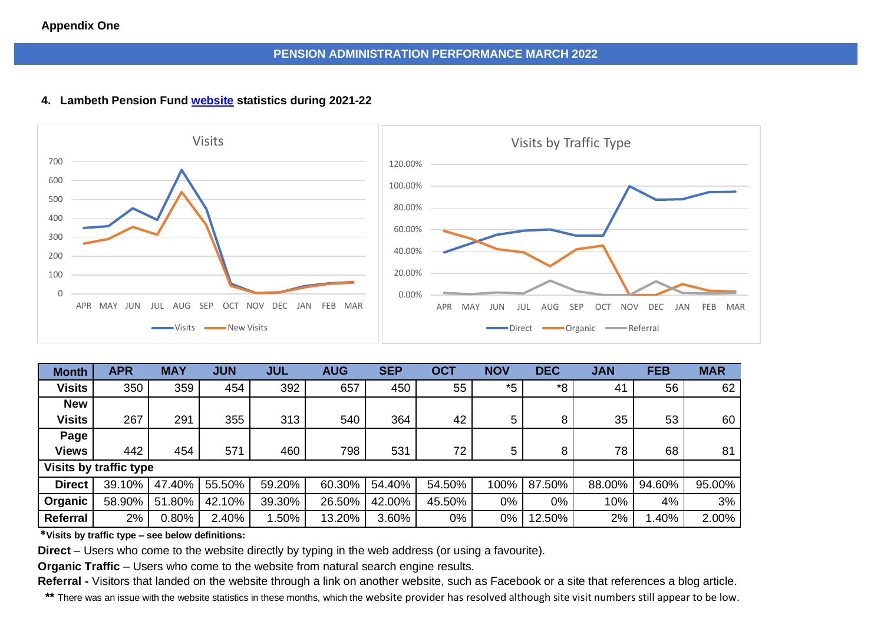**Appendix One**

## PENSION ADMINISTRATION PERFORMANCE MARCH 2022

### 4. Lambeth Pension Fund website statistics during 2021-22

| Month | APR | MAY | JUN | JUL | AUG | SEP | OCT | NOV | DEC | JAN | FEB | MAR |
|---|---|---|---|---|---|---|---|---|---|---|---|---|
| Visits | 350 | 359 | 454 | 392 | 657 | 450 | 55 | *5 | *8 | 41 | 56 | 62 |
| New Visits | 267 | 291 | 355 | 313 | 540 | 364 | 42 | 5 | 8 | 35 | 53 | 60 |
| Page Views | 442 | 454 | 571 | 460 | 798 | 531 | 72 | 5 | 8 | 78 | 68 | 81 |
| Visits by traffic type | | | | | | | | | | | | |
| Direct | 39.10% | 47.40% | 55.50% | 59.20% | 60.30% | 54.40% | 54.50% | 100% | 87.50% | 88.00% | 94.60% | 95.00% |
| Organic | 58.90% | 51.80% | 42.10% | 39.30% | 26.50% | 42.00% | 45.50% | 0% | 0% | 10% | 4% | 3% |
| Referral | 2% | 0.80% | 2.40% | 1.50% | 13.20% | 3.60% | 0% | 0% | 12.50% | 2% | 1.40% | 2.00% |

***Visits by traffic type – see below definitions:**

**Direct** – Users who come to the website directly by typing in the web address (or using a favourite).

**Organic Traffic** – Users who come to the website from natural search engine results.

**Referral -** Visitors that landed on the website through a link on another website, such as Facebook or a site that references a blog article.

** There was an issue with the website statistics in these months, which the website provider has resolved although site visit numbers still appear to be low.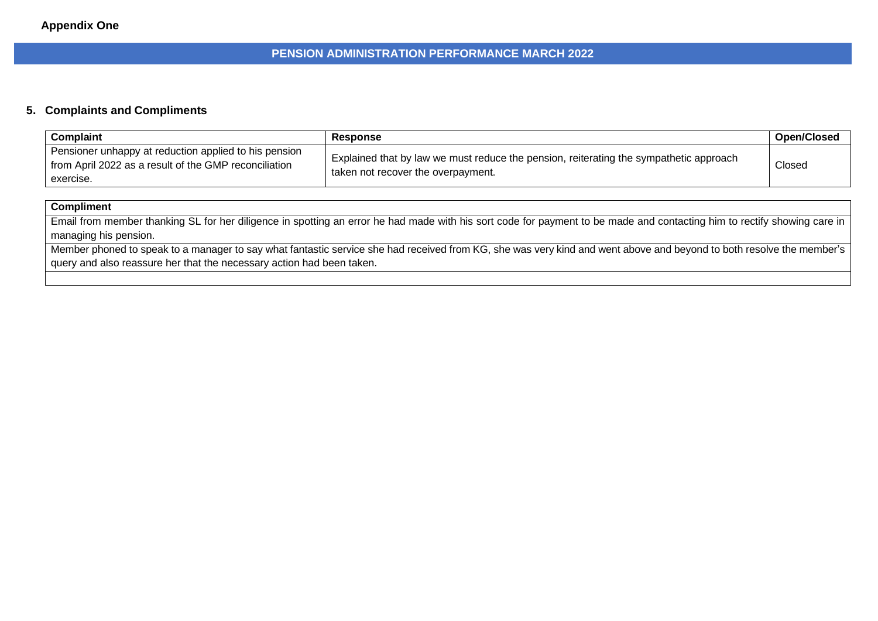**Appendix One**

## PENSION ADMINISTRATION PERFORMANCE MARCH 2022

### 5. Complaints and Compliments

| Complaint | Response | Open/Closed |
|---|---|---|
| Pensioner unhappy at reduction applied to his pension from April 2022 as a result of the GMP reconciliation exercise. | Explained that by law we must reduce the pension, reiterating the sympathetic approach taken not recover the overpayment. | Closed |

| Compliment |
|---|
| Email from member thanking SL for her diligence in spotting an error he had made with his sort code for payment to be made and contacting him to rectify showing care in managing his pension. |
| Member phoned to speak to a manager to say what fantastic service she had received from KG, she was very kind and went above and beyond to both resolve the member's query and also reassure her that the necessary action had been taken. |
| |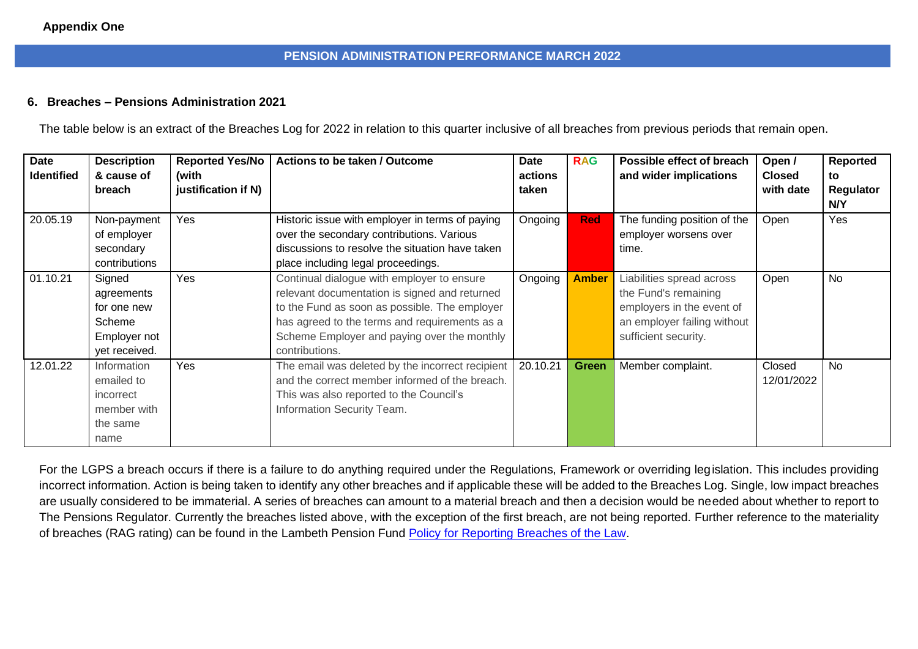**Appendix One**

## PENSION ADMINISTRATION PERFORMANCE MARCH 2022

### 6. Breaches – Pensions Administration 2021

The table below is an extract of the Breaches Log for 2022 in relation to this quarter inclusive of all breaches from previous periods that remain open.

| Date Identified | Description & cause of breach | Reported Yes/No (with justification if N) | Actions to be taken / Outcome | Date actions taken | RAG | Possible effect of breach and wider implications | Open / Closed with date | Reported to Regulator N/Y |
|---|---|---|---|---|---|---|---|---|
| 20.05.19 | Non-payment of employer secondary contributions | Yes | Historic issue with employer in terms of paying over the secondary contributions. Various discussions to resolve the situation have taken place including legal proceedings. | Ongoing | **Red** | The funding position of the employer worsens over time. | Open | Yes |
| 01.10.21 | Signed agreements for one new Scheme Employer not yet received. | Yes | Continual dialogue with employer to ensure relevant documentation is signed and returned to the Fund as soon as possible. The employer has agreed to the terms and requirements as a Scheme Employer and paying over the monthly contributions. | Ongoing | **Amber** | Liabilities spread across the Fund's remaining employers in the event of an employer failing without sufficient security. | Open | No |
| 12.01.22 | Information emailed to incorrect member with the same name | Yes | The email was deleted by the incorrect recipient and the correct member informed of the breach. This was also reported to the Council's Information Security Team. | 20.10.21 | **Green** | Member complaint. | Closed 12/01/2022 | No |

For the LGPS a breach occurs if there is a failure to do anything required under the Regulations, Framework or overriding legislation. This includes providing incorrect information. Action is being taken to identify any other breaches and if applicable these will be added to the Breaches Log. Single, low impact breaches are usually considered to be immaterial. A series of breaches can amount to a material breach and then a decision would be needed about whether to report to The Pensions Regulator. Currently the breaches listed above, with the exception of the first breach, are not being reported. Further reference to the materiality of breaches (RAG rating) can be found in the Lambeth Pension Fund Policy for Reporting Breaches of the Law.